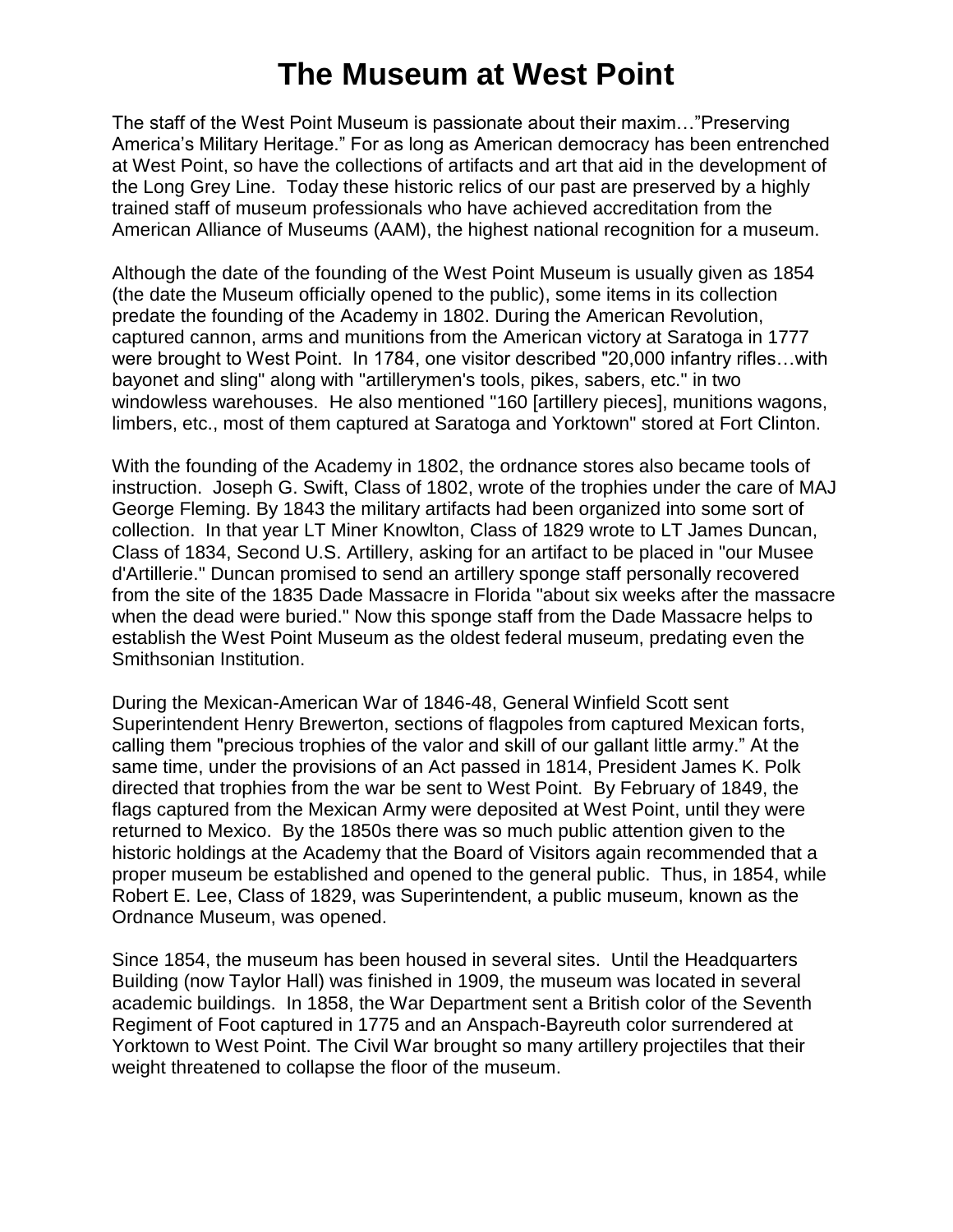# The Museum at West Point

The staff of the West Point Museum is passionate about their maxim…"Preserving America's Military Heritage." For as long as American democracy has been entrenched at West Point, so have the collections of artifacts and art that aid in the development of the Long Grey Line. Today these historic relics of our past are preserved by a highly trained staff of museum professionals who have achieved accreditation from the American Alliance of Museums (AAM), the highest national recognition for a museum.

Although the date of the founding of the West Point Museum is usually given as 1854 (the date the Museum officially opened to the public), some items in its collection predate the founding of the Academy in 1802. During the American Revolution, captured cannon, arms and munitions from the American victory at Saratoga in 1777 were brought to West Point. In 1784, one visitor described "20,000 infantry rifles…with bayonet and sling" along with "artillerymen's tools, pikes, sabers, etc." in two windowless warehouses. He also mentioned "160 [artillery pieces], munitions wagons, limbers, etc., most of them captured at Saratoga and Yorktown" stored at Fort Clinton.

With the founding of the Academy in 1802, the ordnance stores also became tools of instruction. Joseph G. Swift, Class of 1802, wrote of the trophies under the care of MAJ George Fleming. By 1843 the military artifacts had been organized into some sort of collection. In that year LT Miner Knowlton, Class of 1829 wrote to LT James Duncan, Class of 1834, Second U.S. Artillery, asking for an artifact to be placed in "our Musee d'Artillerie." Duncan promised to send an artillery sponge staff personally recovered from the site of the 1835 Dade Massacre in Florida "about six weeks after the massacre when the dead were buried." Now this sponge staff from the Dade Massacre helps to establish the West Point Museum as the oldest federal museum, predating even the Smithsonian Institution.

During the Mexican-American War of 1846-48, General Winfield Scott sent Superintendent Henry Brewerton, sections of flagpoles from captured Mexican forts, calling them "precious trophies of the valor and skill of our gallant little army." At the same time, under the provisions of an Act passed in 1814, President James K. Polk directed that trophies from the war be sent to West Point. By February of 1849, the flags captured from the Mexican Army were deposited at West Point, until they were returned to Mexico. By the 1850s there was so much public attention given to the historic holdings at the Academy that the Board of Visitors again recommended that a proper museum be established and opened to the general public. Thus, in 1854, while Robert E. Lee, Class of 1829, was Superintendent, a public museum, known as the Ordnance Museum, was opened.

Since 1854, the museum has been housed in several sites. Until the Headquarters Building (now Taylor Hall) was finished in 1909, the museum was located in several academic buildings. In 1858, the War Department sent a British color of the Seventh Regiment of Foot captured in 1775 and an Anspach-Bayreuth color surrendered at Yorktown to West Point. The Civil War brought so many artillery projectiles that their weight threatened to collapse the floor of the museum.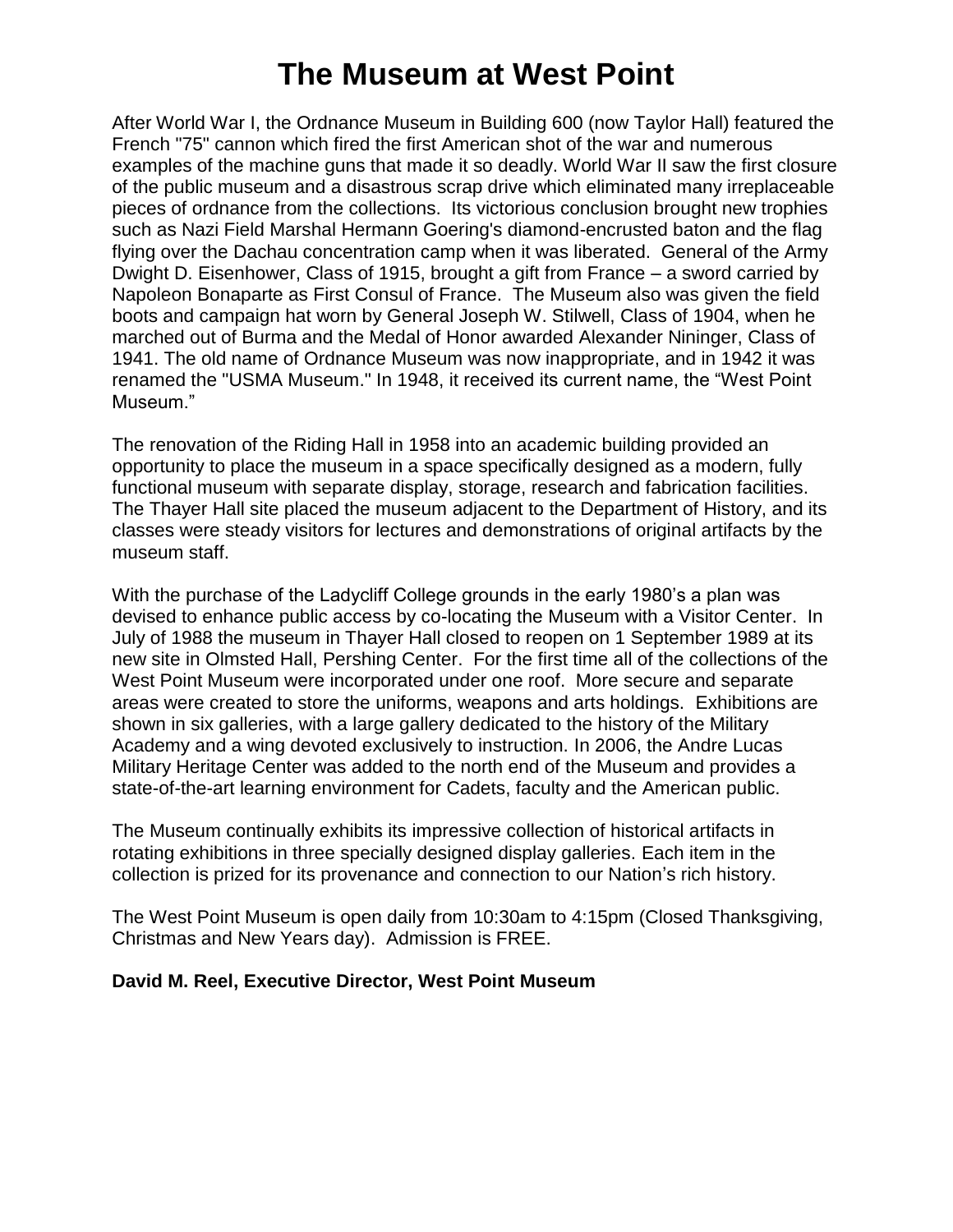# The Museum at West Point

After World War I, the Ordnance Museum in Building 600 (now Taylor Hall) featured the French "75" cannon which fired the first American shot of the war and numerous examples of the machine guns that made it so deadly. World War II saw the first closure of the public museum and a disastrous scrap drive which eliminated many irreplaceable pieces of ordnance from the collections. Its victorious conclusion brought new trophies such as Nazi Field Marshal Hermann Goering's diamond-encrusted baton and the flag flying over the Dachau concentration camp when it was liberated. General of the Army Dwight D. Eisenhower, Class of 1915, brought a gift from France – a sword carried by Napoleon Bonaparte as First Consul of France. The Museum also was given the field boots and campaign hat worn by General Joseph W. Stilwell, Class of 1904, when he marched out of Burma and the Medal of Honor awarded Alexander Nininger, Class of 1941. The old name of Ordnance Museum was now inappropriate, and in 1942 it was renamed the "USMA Museum." In 1948, it received its current name, the "West Point Museum."

The renovation of the Riding Hall in 1958 into an academic building provided an opportunity to place the museum in a space specifically designed as a modern, fully functional museum with separate display, storage, research and fabrication facilities. The Thayer Hall site placed the museum adjacent to the Department of History, and its classes were steady visitors for lectures and demonstrations of original artifacts by the museum staff.

With the purchase of the Ladycliff College grounds in the early 1980's a plan was devised to enhance public access by co-locating the Museum with a Visitor Center. In July of 1988 the museum in Thayer Hall closed to reopen on 1 September 1989 at its new site in Olmsted Hall, Pershing Center. For the first time all of the collections of the West Point Museum were incorporated under one roof. More secure and separate areas were created to store the uniforms, weapons and arts holdings. Exhibitions are shown in six galleries, with a large gallery dedicated to the history of the Military Academy and a wing devoted exclusively to instruction. In 2006, the Andre Lucas Military Heritage Center was added to the north end of the Museum and provides a state-of-the-art learning environment for Cadets, faculty and the American public.

The Museum continually exhibits its impressive collection of historical artifacts in rotating exhibitions in three specially designed display galleries. Each item in the collection is prized for its provenance and connection to our Nation's rich history.

The West Point Museum is open daily from 10:30am to 4:15pm (Closed Thanksgiving, Christmas and New Years day). Admission is FREE.

**David M. Reel, Executive Director, West Point Museum**